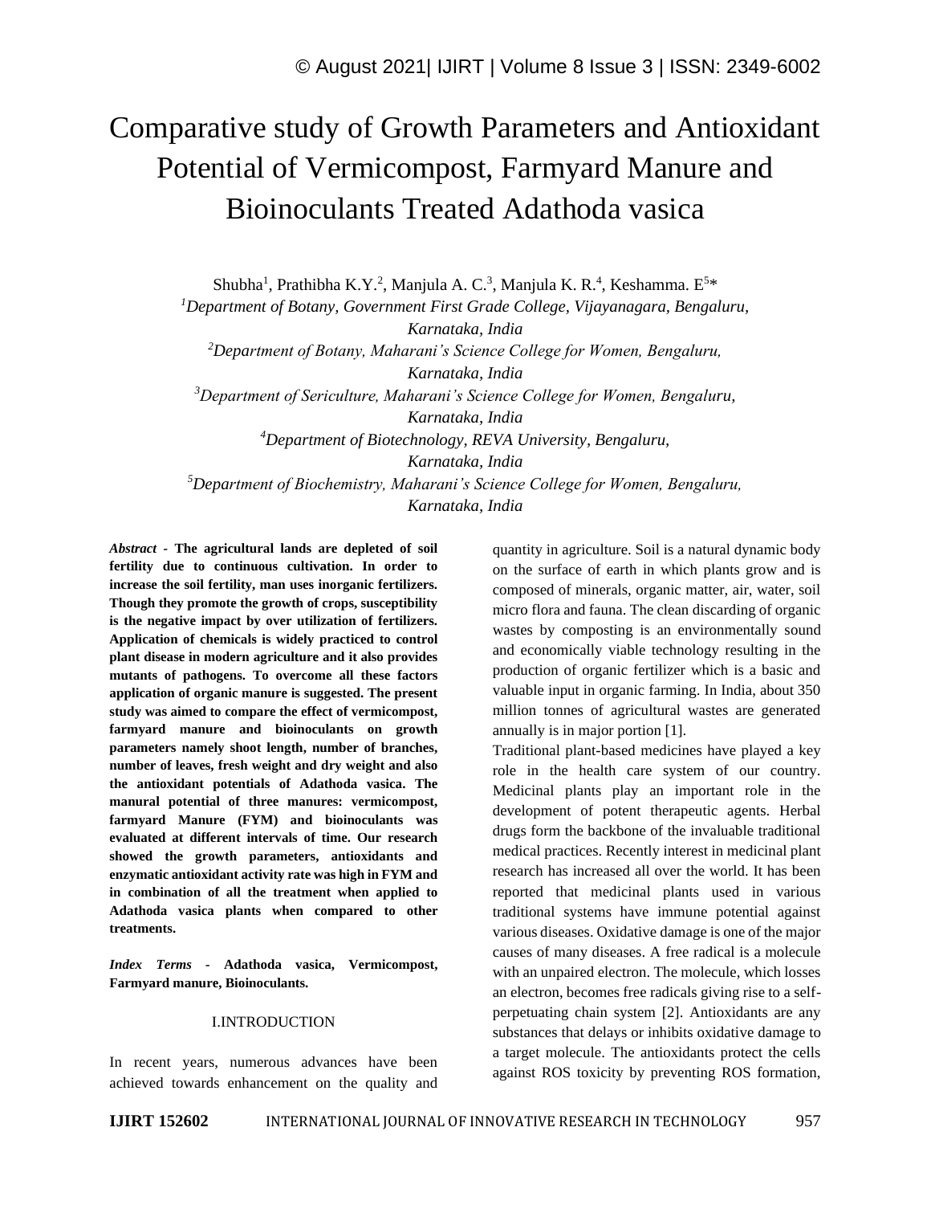# Comparative study of Growth Parameters and Antioxidant Potential of Vermicompost, Farmyard Manure and Bioinoculants Treated Adathoda vasica

Shubha[1], Prathibha K.Y.[2], Manjula A. C.[3], Manjula K. R.[4], Keshamma. E[5]*

[1]*Department of Botany, Government First Grade College, Vijayanagara, Bengaluru, Karnataka, India*

[2]*Department of Botany, Maharani's Science College for Women, Bengaluru, Karnataka, India*

[3]*Department of Sericulture, Maharani's Science College for Women, Bengaluru, Karnataka, India*

[4]*Department of Biotechnology, REVA University, Bengaluru, Karnataka, India*

[5]*Department of Biochemistry, Maharani's Science College for Women, Bengaluru, Karnataka, India*

***Abstract*** **- The agricultural lands are depleted of soil fertility due to continuous cultivation. In order to increase the soil fertility, man uses inorganic fertilizers. Though they promote the growth of crops, susceptibility is the negative impact by over utilization of fertilizers. Application of chemicals is widely practiced to control plant disease in modern agriculture and it also provides mutants of pathogens. To overcome all these factors application of organic manure is suggested. The present study was aimed to compare the effect of vermicompost, farmyard manure and bioinoculants on growth parameters namely shoot length, number of branches, number of leaves, fresh weight and dry weight and also the antioxidant potentials of Adathoda vasica. The manural potential of three manures: vermicompost, farmyard Manure (FYM) and bioinoculants was evaluated at different intervals of time. Our research showed the growth parameters, antioxidants and enzymatic antioxidant activity rate was high in FYM and in combination of all the treatment when applied to Adathoda vasica plants when compared to other treatments.**

***Index Terms*** **- Adathoda vasica, Vermicompost, Farmyard manure, Bioinoculants.**

## I.INTRODUCTION

In recent years, numerous advances have been achieved towards enhancement on the quality and quantity in agriculture. Soil is a natural dynamic body on the surface of earth in which plants grow and is composed of minerals, organic matter, air, water, soil micro flora and fauna. The clean discarding of organic wastes by composting is an environmentally sound and economically viable technology resulting in the production of organic fertilizer which is a basic and valuable input in organic farming. In India, about 350 million tonnes of agricultural wastes are generated annually is in major portion [1].

Traditional plant-based medicines have played a key role in the health care system of our country. Medicinal plants play an important role in the development of potent therapeutic agents. Herbal drugs form the backbone of the invaluable traditional medical practices. Recently interest in medicinal plant research has increased all over the world. It has been reported that medicinal plants used in various traditional systems have immune potential against various diseases. Oxidative damage is one of the major causes of many diseases. A free radical is a molecule with an unpaired electron. The molecule, which losses an electron, becomes free radicals giving rise to a self-perpetuating chain system [2]. Antioxidants are any substances that delays or inhibits oxidative damage to a target molecule. The antioxidants protect the cells against ROS toxicity by preventing ROS formation,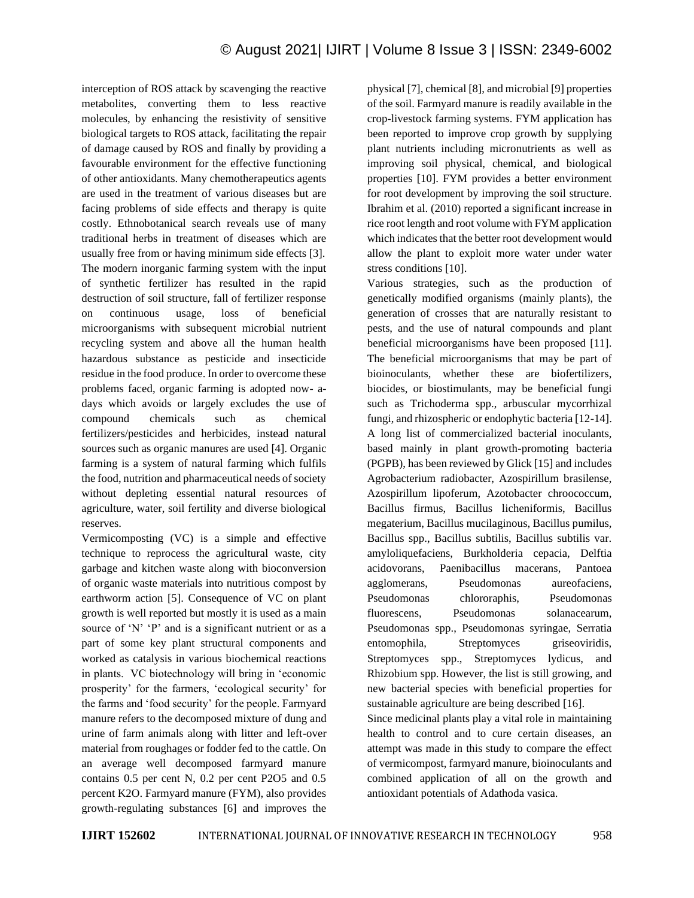interception of ROS attack by scavenging the reactive metabolites, converting them to less reactive molecules, by enhancing the resistivity of sensitive biological targets to ROS attack, facilitating the repair of damage caused by ROS and finally by providing a favourable environment for the effective functioning of other antioxidants. Many chemotherapeutics agents are used in the treatment of various diseases but are facing problems of side effects and therapy is quite costly. Ethnobotanical search reveals use of many traditional herbs in treatment of diseases which are usually free from or having minimum side effects [3].

The modern inorganic farming system with the input of synthetic fertilizer has resulted in the rapid destruction of soil structure, fall of fertilizer response on continuous usage, loss of beneficial microorganisms with subsequent microbial nutrient recycling system and above all the human health hazardous substance as pesticide and insecticide residue in the food produce. In order to overcome these problems faced, organic farming is adopted now- a-days which avoids or largely excludes the use of compound chemicals such as chemical fertilizers/pesticides and herbicides, instead natural sources such as organic manures are used [4]. Organic farming is a system of natural farming which fulfils the food, nutrition and pharmaceutical needs of society without depleting essential natural resources of agriculture, water, soil fertility and diverse biological reserves.

Vermicomposting (VC) is a simple and effective technique to reprocess the agricultural waste, city garbage and kitchen waste along with bioconversion of organic waste materials into nutritious compost by earthworm action [5]. Consequence of VC on plant growth is well reported but mostly it is used as a main source of 'N' 'P' and is a significant nutrient or as a part of some key plant structural components and worked as catalysis in various biochemical reactions in plants. VC biotechnology will bring in 'economic prosperity' for the farmers, 'ecological security' for the farms and 'food security' for the people. Farmyard manure refers to the decomposed mixture of dung and urine of farm animals along with litter and left-over material from roughages or fodder fed to the cattle. On an average well decomposed farmyard manure contains 0.5 per cent N, 0.2 per cent $P_2O_5$ and 0.5 percent $K_2O$. Farmyard manure (FYM), also provides growth-regulating substances [6] and improves the physical [7], chemical [8], and microbial [9] properties of the soil. Farmyard manure is readily available in the crop-livestock farming systems. FYM application has been reported to improve crop growth by supplying plant nutrients including micronutrients as well as improving soil physical, chemical, and biological properties [10]. FYM provides a better environment for root development by improving the soil structure. Ibrahim et al. (2010) reported a significant increase in rice root length and root volume with FYM application which indicates that the better root development would allow the plant to exploit more water under water stress conditions [10].

Various strategies, such as the production of genetically modified organisms (mainly plants), the generation of crosses that are naturally resistant to pests, and the use of natural compounds and plant beneficial microorganisms have been proposed [11]. The beneficial microorganisms that may be part of bioinoculants, whether these are biofertilizers, biocides, or biostimulants, may be beneficial fungi such as Trichoderma spp., arbuscular mycorrhizal fungi, and rhizospheric or endophytic bacteria [12-14]. A long list of commercialized bacterial inoculants, based mainly in plant growth-promoting bacteria (PGPB), has been reviewed by Glick [15] and includes Agrobacterium radiobacter, Azospirillum brasilense, Azospirillum lipoferum, Azotobacter chroococcum, Bacillus firmus, Bacillus licheniformis, Bacillus megaterium, Bacillus mucilaginous, Bacillus pumilus, Bacillus spp., Bacillus subtilis, Bacillus subtilis var. amyloliquefaciens, Burkholderia cepacia, Delftia acidovorans, Paenibacillus macerans, Pantoea agglomerans, Pseudomonas aureofaciens, Pseudomonas chlororaphis, Pseudomonas fluorescens, Pseudomonas solanacearum, Pseudomonas spp., Pseudomonas syringae, Serratia entomophila, Streptomyces griseoviridis, Streptomyces spp., Streptomyces lydicus, and Rhizobium spp. However, the list is still growing, and new bacterial species with beneficial properties for sustainable agriculture are being described [16].

Since medicinal plants play a vital role in maintaining health to control and to cure certain diseases, an attempt was made in this study to compare the effect of vermicompost, farmyard manure, bioinoculants and combined application of all on the growth and antioxidant potentials of Adathoda vasica.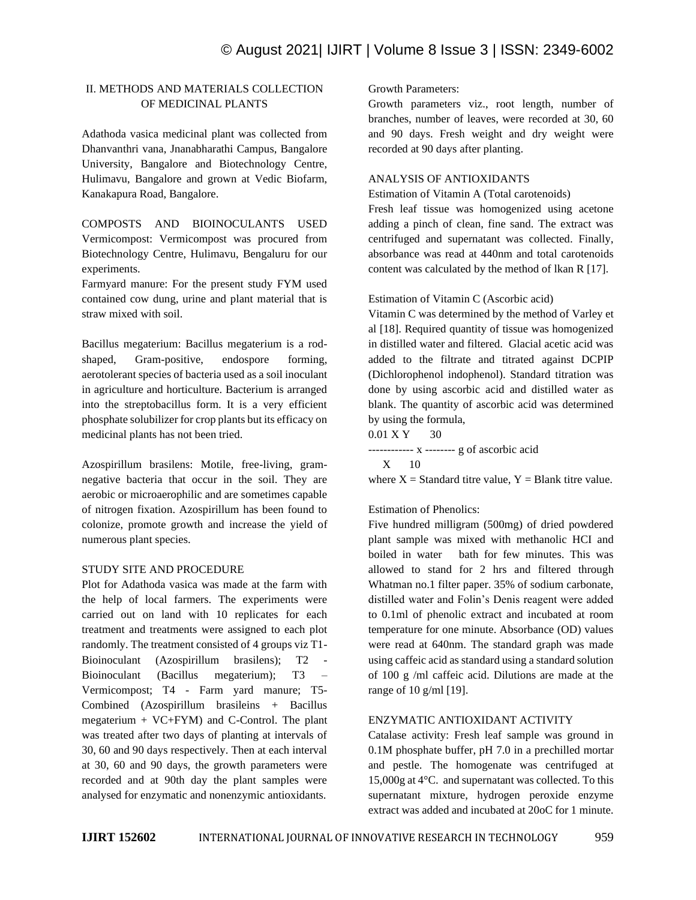## II. METHODS AND MATERIALS COLLECTION OF MEDICINAL PLANTS

Adathoda vasica medicinal plant was collected from Dhanvanthri vana, Jnanabharathi Campus, Bangalore University, Bangalore and Biotechnology Centre, Hulimavu, Bangalore and grown at Vedic Biofarm, Kanakapura Road, Bangalore.

### COMPOSTS AND BIOINOCULANTS USED

Vermicompost: Vermicompost was procured from Biotechnology Centre, Hulimavu, Bengaluru for our experiments.

Farmyard manure: For the present study FYM used contained cow dung, urine and plant material that is straw mixed with soil.

Bacillus megaterium: Bacillus megaterium is a rod-shaped, Gram-positive, endospore forming, aerotolerant species of bacteria used as a soil inoculant in agriculture and horticulture. Bacterium is arranged into the streptobacillus form. It is a very efficient phosphate solubilizer for crop plants but its efficacy on medicinal plants has not been tried.

Azospirillum brasilens: Motile, free-living, gram-negative bacteria that occur in the soil. They are aerobic or microaerophilic and are sometimes capable of nitrogen fixation. Azospirillum has been found to colonize, promote growth and increase the yield of numerous plant species.

### STUDY SITE AND PROCEDURE

Plot for Adathoda vasica was made at the farm with the help of local farmers. The experiments were carried out on land with 10 replicates for each treatment and treatments were assigned to each plot randomly. The treatment consisted of 4 groups viz T1- Bioinoculant (Azospirillum brasilens); T2 - Bioinoculant (Bacillus megaterium); T3 – Vermicompost; T4 - Farm yard manure; T5- Combined (Azospirillum brasileins + Bacillus megaterium + VC+FYM) and C-Control. The plant was treated after two days of planting at intervals of 30, 60 and 90 days respectively. Then at each interval at 30, 60 and 90 days, the growth parameters were recorded and at 90th day the plant samples were analysed for enzymatic and nonenzymic antioxidants.

Growth Parameters:

Growth parameters viz., root length, number of branches, number of leaves, were recorded at 30, 60 and 90 days. Fresh weight and dry weight were recorded at 90 days after planting.

### ANALYSIS OF ANTIOXIDANTS

Estimation of Vitamin A (Total carotenoids)

Fresh leaf tissue was homogenized using acetone adding a pinch of clean, fine sand. The extract was centrifuged and supernatant was collected. Finally, absorbance was read at 440nm and total carotenoids content was calculated by the method of lkan R [17].

Estimation of Vitamin C (Ascorbic acid)

Vitamin C was determined by the method of Varley et al [18]. Required quantity of tissue was homogenized in distilled water and filtered. Glacial acetic acid was added to the filtrate and titrated against DCPIP (Dichlorophenol indophenol). Standard titration was done by using ascorbic acid and distilled water as blank. The quantity of ascorbic acid was determined by using the formula,

$$\frac{0.01 \, X \, Y}{X} \times \frac{30}{10} \text{ g of ascorbic acid}$$

where X = Standard titre value, Y = Blank titre value.

Estimation of Phenolics:

Five hundred milligram (500mg) of dried powdered plant sample was mixed with methanolic HCI and boiled in water bath for few minutes. This was allowed to stand for 2 hrs and filtered through Whatman no.1 filter paper. 35% of sodium carbonate, distilled water and Folin's Denis reagent were added to 0.1ml of phenolic extract and incubated at room temperature for one minute. Absorbance (OD) values were read at 640nm. The standard graph was made using caffeic acid as standard using a standard solution of 100 g /ml caffeic acid. Dilutions are made at the range of 10 g/ml [19].

### ENZYMATIC ANTIOXIDANT ACTIVITY

Catalase activity: Fresh leaf sample was ground in 0.1M phosphate buffer, pH 7.0 in a prechilled mortar and pestle. The homogenate was centrifuged at 15,000g at 4°C. and supernatant was collected. To this supernatant mixture, hydrogen peroxide enzyme extract was added and incubated at 20oC for 1 minute.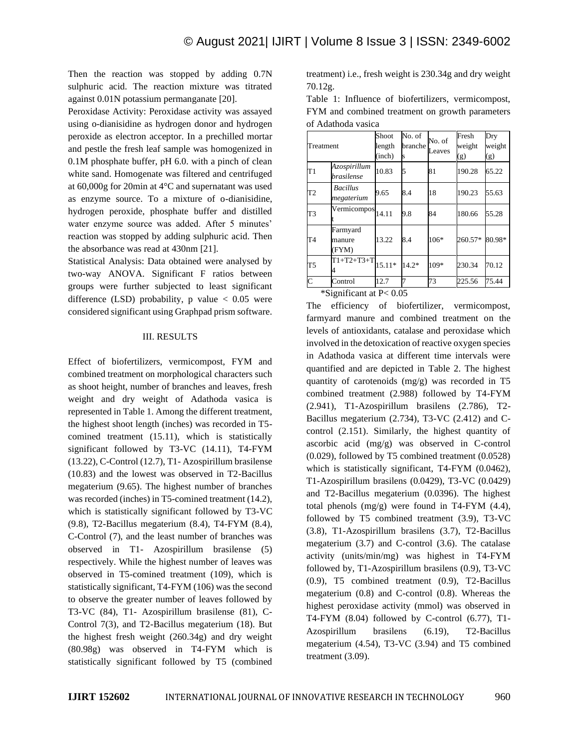Then the reaction was stopped by adding 0.7N sulphuric acid. The reaction mixture was titrated against 0.01N potassium permanganate [20].

Peroxidase Activity: Peroxidase activity was assayed using o-dianisidine as hydrogen donor and hydrogen peroxide as electron acceptor. In a prechilled mortar and pestle the fresh leaf sample was homogenized in 0.1M phosphate buffer, pH 6.0. with a pinch of clean white sand. Homogenate was filtered and centrifuged at 60,000g for 20min at 4°C and supernatant was used as enzyme source. To a mixture of o-dianisidine, hydrogen peroxide, phosphate buffer and distilled water enzyme source was added. After 5 minutes' reaction was stopped by adding sulphuric acid. Then the absorbance was read at 430nm [21].

Statistical Analysis: Data obtained were analysed by two-way ANOVA. Significant F ratios between groups were further subjected to least significant difference (LSD) probability, p value < 0.05 were considered significant using Graphpad prism software.

## III. RESULTS

Effect of biofertilizers, vermicompost, FYM and combined treatment on morphological characters such as shoot height, number of branches and leaves, fresh weight and dry weight of Adathoda vasica is represented in Table 1. Among the different treatment, the highest shoot length (inches) was recorded in T5-comined treatment (15.11), which is statistically significant followed by T3-VC (14.11), T4-FYM (13.22), C-Control (12.7), T1- Azospirillum brasilense (10.83) and the lowest was observed in T2-Bacillus megaterium (9.65). The highest number of branches was recorded (inches) in T5-comined treatment (14.2), which is statistically significant followed by T3-VC (9.8), T2-Bacillus megaterium (8.4), T4-FYM (8.4), C-Control (7), and the least number of branches was observed in T1- Azospirillum brasilense (5) respectively. While the highest number of leaves was observed in T5-comined treatment (109), which is statistically significant, T4-FYM (106) was the second to observe the greater number of leaves followed by T3-VC (84), T1- Azospirillum brasilense (81), C-Control 7(3), and T2-Bacillus megaterium (18). But the highest fresh weight (260.34g) and dry weight (80.98g) was observed in T4-FYM which is statistically significant followed by T5 (combined treatment) i.e., fresh weight is 230.34g and dry weight 70.12g.

Table 1: Influence of biofertilizers, vermicompost, FYM and combined treatment on growth parameters of Adathoda vasica

| Treatment | | Shoot length (inch) | No. of branches | No. of Leaves | Fresh weight (g) | Dry weight (g) |
|---|---|---|---|---|---|---|
| T1 | *Azospirillum brasilense* | 10.83 | 5 | 81 | 190.28 | 65.22 |
| T2 | *Bacillus megaterium* | 9.65 | 8.4 | 18 | 190.23 | 55.63 |
| T3 | Vermicompost | 14.11 | 9.8 | 84 | 180.66 | 55.28 |
| T4 | Farmyard manure (FYM) | 13.22 | 8.4 | 106* | 260.57* | 80.98* |
| T5 | T1+T2+T3+T4 | 15.11* | 14.2* | 109* | 230.34 | 70.12 |
| C | Control | 12.7 | 7 | 73 | 225.56 | 75.44 |

*Significant at $P< 0.05$

The efficiency of biofertilizer, vermicompost, farmyard manure and combined treatment on the levels of antioxidants, catalase and peroxidase which involved in the detoxication of reactive oxygen species in Adathoda vasica at different time intervals were quantified and are depicted in Table 2. The highest quantity of carotenoids (mg/g) was recorded in T5 combined treatment (2.988) followed by T4-FYM (2.941), T1-Azospirillum brasilens (2.786), T2-Bacillus megaterium (2.734), T3-VC (2.412) and C-control (2.151). Similarly, the highest quantity of ascorbic acid (mg/g) was observed in C-control (0.029), followed by T5 combined treatment (0.0528) which is statistically significant, T4-FYM (0.0462), T1-Azospirillum brasilens (0.0429), T3-VC (0.0429) and T2-Bacillus megaterium (0.0396). The highest total phenols (mg/g) were found in T4-FYM (4.4), followed by T5 combined treatment (3.9), T3-VC (3.8), T1-Azospirillum brasilens (3.7), T2-Bacillus megaterium (3.7) and C-control (3.6). The catalase activity (units/min/mg) was highest in T4-FYM followed by, T1-Azospirillum brasilens (0.9), T3-VC (0.9), T5 combined treatment (0.9), T2-Bacillus megaterium (0.8) and C-control (0.8). Whereas the highest peroxidase activity (mmol) was observed in T4-FYM (8.04) followed by C-control (6.77), T1-Azospirillum brasilens (6.19), T2-Bacillus megaterium (4.54), T3-VC (3.94) and T5 combined treatment (3.09).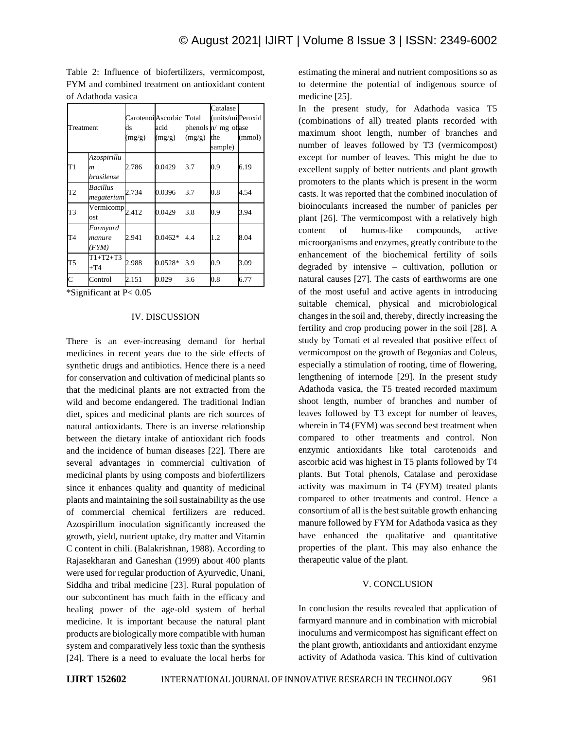Table 2: Influence of biofertilizers, vermicompost, FYM and combined treatment on antioxidant content of Adathoda vasica

| Treatment | | Carotenoids (mg/g) | Ascorbic acid (mg/g) | Total phenols (mg/g) | Catalase (units/min/ mg of the sample) | Peroxidase (mmol) |
|---|---|---|---|---|---|---|
| T1 | *Azospirillum brasilense* | 2.786 | 0.0429 | 3.7 | 0.9 | 6.19 |
| T2 | *Bacillus megaterium* | 2.734 | 0.0396 | 3.7 | 0.8 | 4.54 |
| T3 | Vermicompost | 2.412 | 0.0429 | 3.8 | 0.9 | 3.94 |
| T4 | *Farmyard manure (FYM)* | 2.941 | 0.0462* | 4.4 | 1.2 | 8.04 |
| T5 | T1+T2+T3 +T4 | 2.988 | 0.0528* | 3.9 | 0.9 | 3.09 |
| C | Control | 2.151 | 0.029 | 3.6 | 0.8 | 6.77 |

*Significant at $P< 0.05$

## IV. DISCUSSION

There is an ever-increasing demand for herbal medicines in recent years due to the side effects of synthetic drugs and antibiotics. Hence there is a need for conservation and cultivation of medicinal plants so that the medicinal plants are not extracted from the wild and become endangered. The traditional Indian diet, spices and medicinal plants are rich sources of natural antioxidants. There is an inverse relationship between the dietary intake of antioxidant rich foods and the incidence of human diseases [22]. There are several advantages in commercial cultivation of medicinal plants by using composts and biofertilizers since it enhances quality and quantity of medicinal plants and maintaining the soil sustainability as the use of commercial chemical fertilizers are reduced. Azospirillum inoculation significantly increased the growth, yield, nutrient uptake, dry matter and Vitamin C content in chili. (Balakrishnan, 1988). According to Rajasekharan and Ganeshan (1999) about 400 plants were used for regular production of Ayurvedic, Unani, Siddha and tribal medicine [23]. Rural population of our subcontinent has much faith in the efficacy and healing power of the age-old system of herbal medicine. It is important because the natural plant products are biologically more compatible with human system and comparatively less toxic than the synthesis [24]. There is a need to evaluate the local herbs for estimating the mineral and nutrient compositions so as to determine the potential of indigenous source of medicine [25].

In the present study, for Adathoda vasica T5 (combinations of all) treated plants recorded with maximum shoot length, number of branches and number of leaves followed by T3 (vermicompost) except for number of leaves. This might be due to excellent supply of better nutrients and plant growth promoters to the plants which is present in the worm casts. It was reported that the combined inoculation of bioinoculants increased the number of panicles per plant [26]. The vermicompost with a relatively high content of humus-like compounds, active microorganisms and enzymes, greatly contribute to the enhancement of the biochemical fertility of soils degraded by intensive – cultivation, pollution or natural causes [27]. The casts of earthworms are one of the most useful and active agents in introducing suitable chemical, physical and microbiological changes in the soil and, thereby, directly increasing the fertility and crop producing power in the soil [28]. A study by Tomati et al revealed that positive effect of vermicompost on the growth of Begonias and Coleus, especially a stimulation of rooting, time of flowering, lengthening of internode [29]. In the present study Adathoda vasica, the T5 treated recorded maximum shoot length, number of branches and number of leaves followed by T3 except for number of leaves, wherein in T4 (FYM) was second best treatment when compared to other treatments and control. Non enzymic antioxidants like total carotenoids and ascorbic acid was highest in T5 plants followed by T4 plants. But Total phenols, Catalase and peroxidase activity was maximum in T4 (FYM) treated plants compared to other treatments and control. Hence a consortium of all is the best suitable growth enhancing manure followed by FYM for Adathoda vasica as they have enhanced the qualitative and quantitative properties of the plant. This may also enhance the therapeutic value of the plant.

## V. CONCLUSION

In conclusion the results revealed that application of farmyard mannure and in combination with microbial inoculums and vermicompost has significant effect on the plant growth, antioxidants and antioxidant enzyme activity of Adathoda vasica. This kind of cultivation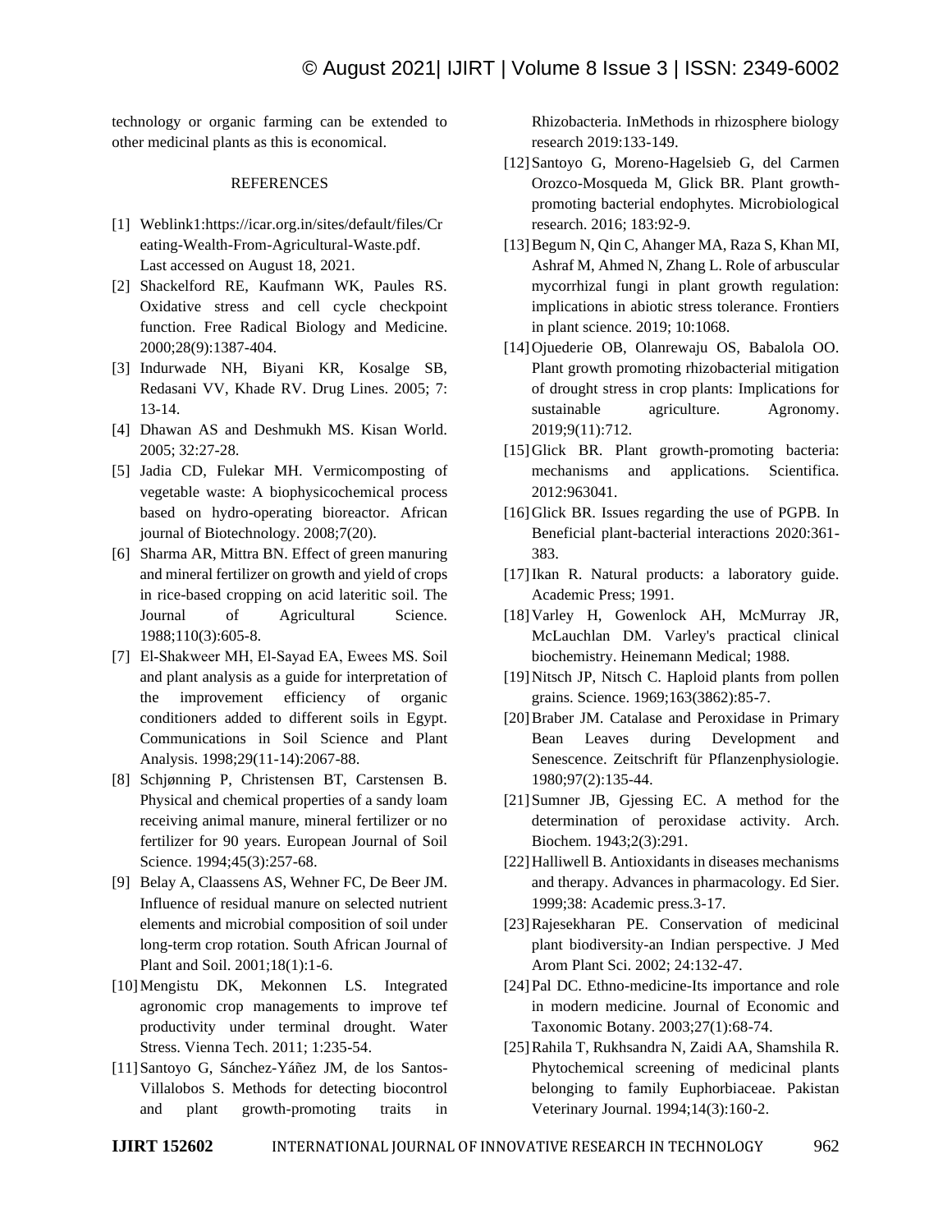technology or organic farming can be extended to other medicinal plants as this is economical.

## REFERENCES

[1] Weblink1:https://icar.org.in/sites/default/files/Creating-Wealth-From-Agricultural-Waste.pdf. Last accessed on August 18, 2021.

[2] Shackelford RE, Kaufmann WK, Paules RS. Oxidative stress and cell cycle checkpoint function. Free Radical Biology and Medicine. 2000;28(9):1387-404.

[3] Indurwade NH, Biyani KR, Kosalge SB, Redasani VV, Khade RV. Drug Lines. 2005; 7: 13-14.

[4] Dhawan AS and Deshmukh MS. Kisan World. 2005; 32:27-28.

[5] Jadia CD, Fulekar MH. Vermicomposting of vegetable waste: A biophysicochemical process based on hydro-operating bioreactor. African journal of Biotechnology. 2008;7(20).

[6] Sharma AR, Mittra BN. Effect of green manuring and mineral fertilizer on growth and yield of crops in rice-based cropping on acid lateritic soil. The Journal of Agricultural Science. 1988;110(3):605-8.

[7] El-Shakweer MH, El-Sayad EA, Ewees MS. Soil and plant analysis as a guide for interpretation of the improvement efficiency of organic conditioners added to different soils in Egypt. Communications in Soil Science and Plant Analysis. 1998;29(11-14):2067-88.

[8] Schjønning P, Christensen BT, Carstensen B. Physical and chemical properties of a sandy loam receiving animal manure, mineral fertilizer or no fertilizer for 90 years. European Journal of Soil Science. 1994;45(3):257-68.

[9] Belay A, Claassens AS, Wehner FC, De Beer JM. Influence of residual manure on selected nutrient elements and microbial composition of soil under long-term crop rotation. South African Journal of Plant and Soil. 2001;18(1):1-6.

[10] Mengistu DK, Mekonnen LS. Integrated agronomic crop managements to improve tef productivity under terminal drought. Water Stress. Vienna Tech. 2011; 1:235-54.

[11] Santoyo G, Sánchez-Yáñez JM, de los Santos-Villalobos S. Methods for detecting biocontrol and plant growth-promoting traits in Rhizobacteria. InMethods in rhizosphere biology research 2019:133-149.

[12] Santoyo G, Moreno-Hagelsieb G, del Carmen Orozco-Mosqueda M, Glick BR. Plant growth-promoting bacterial endophytes. Microbiological research. 2016; 183:92-9.

[13] Begum N, Qin C, Ahanger MA, Raza S, Khan MI, Ashraf M, Ahmed N, Zhang L. Role of arbuscular mycorrhizal fungi in plant growth regulation: implications in abiotic stress tolerance. Frontiers in plant science. 2019; 10:1068.

[14] Ojuederie OB, Olanrewaju OS, Babalola OO. Plant growth promoting rhizobacterial mitigation of drought stress in crop plants: Implications for sustainable agriculture. Agronomy. 2019;9(11):712.

[15] Glick BR. Plant growth-promoting bacteria: mechanisms and applications. Scientifica. 2012:963041.

[16] Glick BR. Issues regarding the use of PGPB. In Beneficial plant-bacterial interactions 2020:361-383.

[17] Ikan R. Natural products: a laboratory guide. Academic Press; 1991.

[18] Varley H, Gowenlock AH, McMurray JR, McLauchlan DM. Varley's practical clinical biochemistry. Heinemann Medical; 1988.

[19] Nitsch JP, Nitsch C. Haploid plants from pollen grains. Science. 1969;163(3862):85-7.

[20] Braber JM. Catalase and Peroxidase in Primary Bean Leaves during Development and Senescence. Zeitschrift für Pflanzenphysiologie. 1980;97(2):135-44.

[21] Sumner JB, Gjessing EC. A method for the determination of peroxidase activity. Arch. Biochem. 1943;2(3):291.

[22] Halliwell B. Antioxidants in diseases mechanisms and therapy. Advances in pharmacology. Ed Sier. 1999;38: Academic press.3-17.

[23] Rajesekharan PE. Conservation of medicinal plant biodiversity-an Indian perspective. J Med Arom Plant Sci. 2002; 24:132-47.

[24] Pal DC. Ethno-medicine-Its importance and role in modern medicine. Journal of Economic and Taxonomic Botany. 2003;27(1):68-74.

[25] Rahila T, Rukhsandra N, Zaidi AA, Shamshila R. Phytochemical screening of medicinal plants belonging to family Euphorbiaceae. Pakistan Veterinary Journal. 1994;14(3):160-2.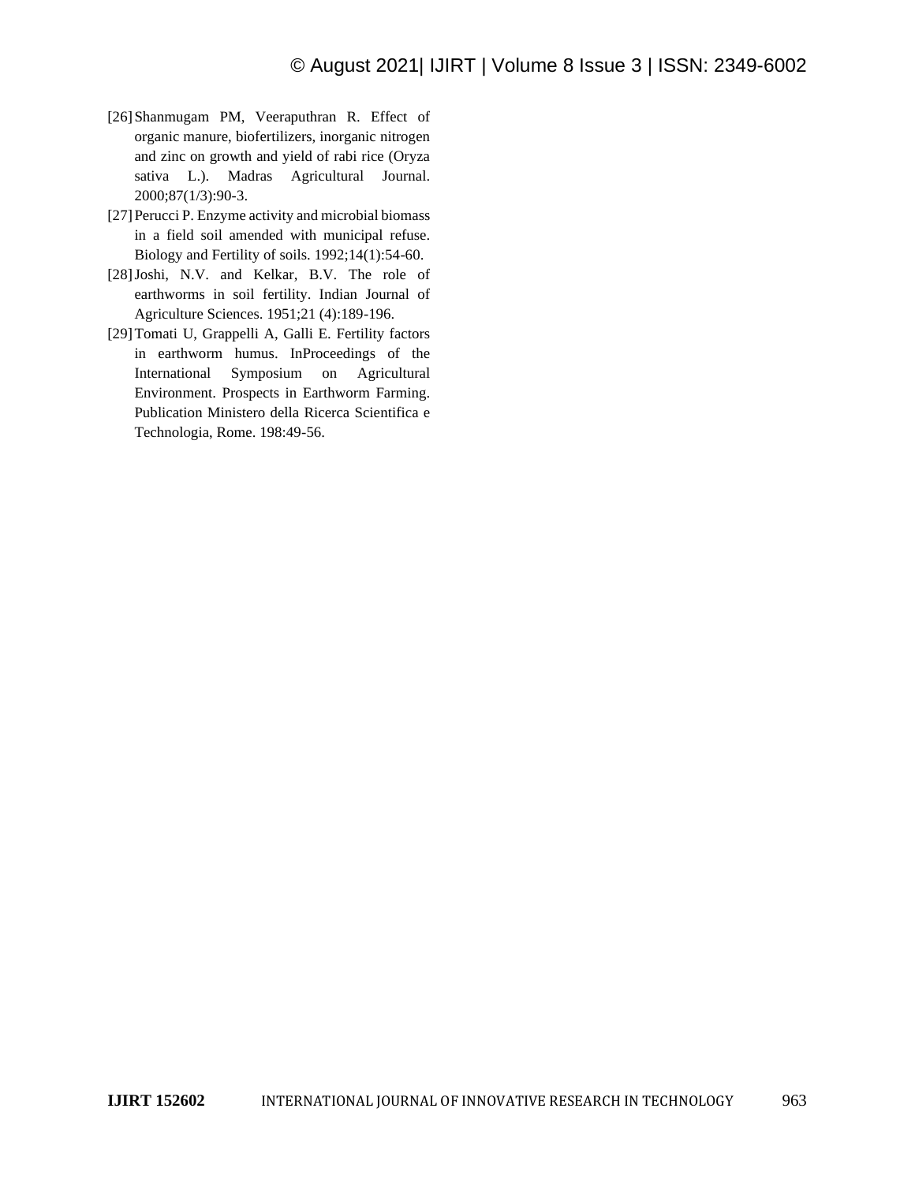[26] Shanmugam PM, Veeraputhran R. Effect of organic manure, biofertilizers, inorganic nitrogen and zinc on growth and yield of rabi rice (Oryza sativa L.). Madras Agricultural Journal. 2000;87(1/3):90-3.

[27] Perucci P. Enzyme activity and microbial biomass in a field soil amended with municipal refuse. Biology and Fertility of soils. 1992;14(1):54-60.

[28] Joshi, N.V. and Kelkar, B.V. The role of earthworms in soil fertility. Indian Journal of Agriculture Sciences. 1951;21 (4):189-196.

[29] Tomati U, Grappelli A, Galli E. Fertility factors in earthworm humus. InProceedings of the International Symposium on Agricultural Environment. Prospects in Earthworm Farming. Publication Ministero della Ricerca Scientifica e Technologia, Rome. 198:49-56.